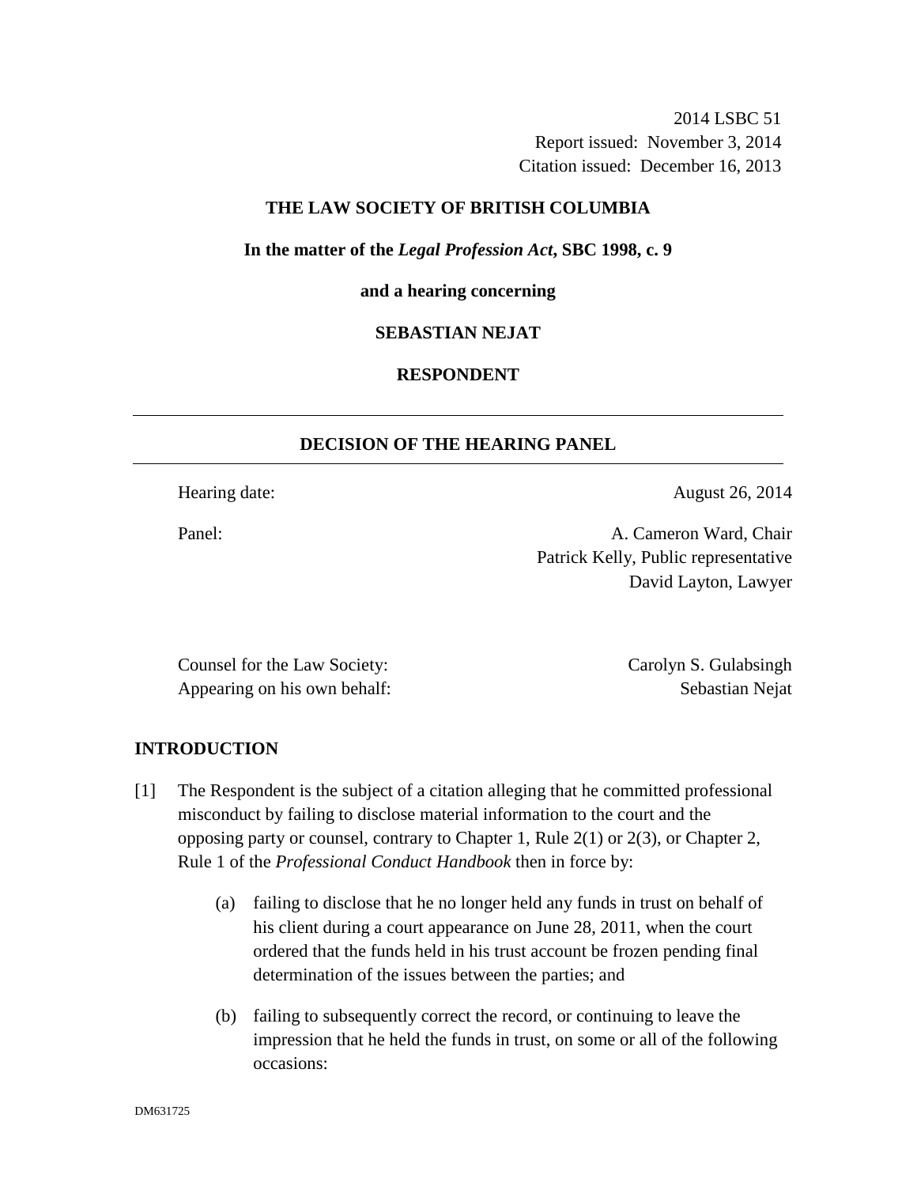2014 LSBC 51
Report issued: November 3, 2014
Citation issued: December 16, 2013

**THE LAW SOCIETY OF BRITISH COLUMBIA**

**In the matter of the *Legal Profession Act*, SBC 1998, c. 9**

**and a hearing concerning**

**SEBASTIAN NEJAT**

**RESPONDENT**

---

## DECISION OF THE HEARING PANEL

---

Hearing date: August 26, 2014

Panel: A. Cameron Ward, Chair
Patrick Kelly, Public representative
David Layton, Lawyer

Counsel for the Law Society: Carolyn S. Gulabsingh
Appearing on his own behalf: Sebastian Nejat

## INTRODUCTION

[1] The Respondent is the subject of a citation alleging that he committed professional misconduct by failing to disclose material information to the court and the opposing party or counsel, contrary to Chapter 1, Rule 2(1) or 2(3), or Chapter 2, Rule 1 of the *Professional Conduct Handbook* then in force by:

(a) failing to disclose that he no longer held any funds in trust on behalf of his client during a court appearance on June 28, 2011, when the court ordered that the funds held in his trust account be frozen pending final determination of the issues between the parties; and

(b) failing to subsequently correct the record, or continuing to leave the impression that he held the funds in trust, on some or all of the following occasions:

DM631725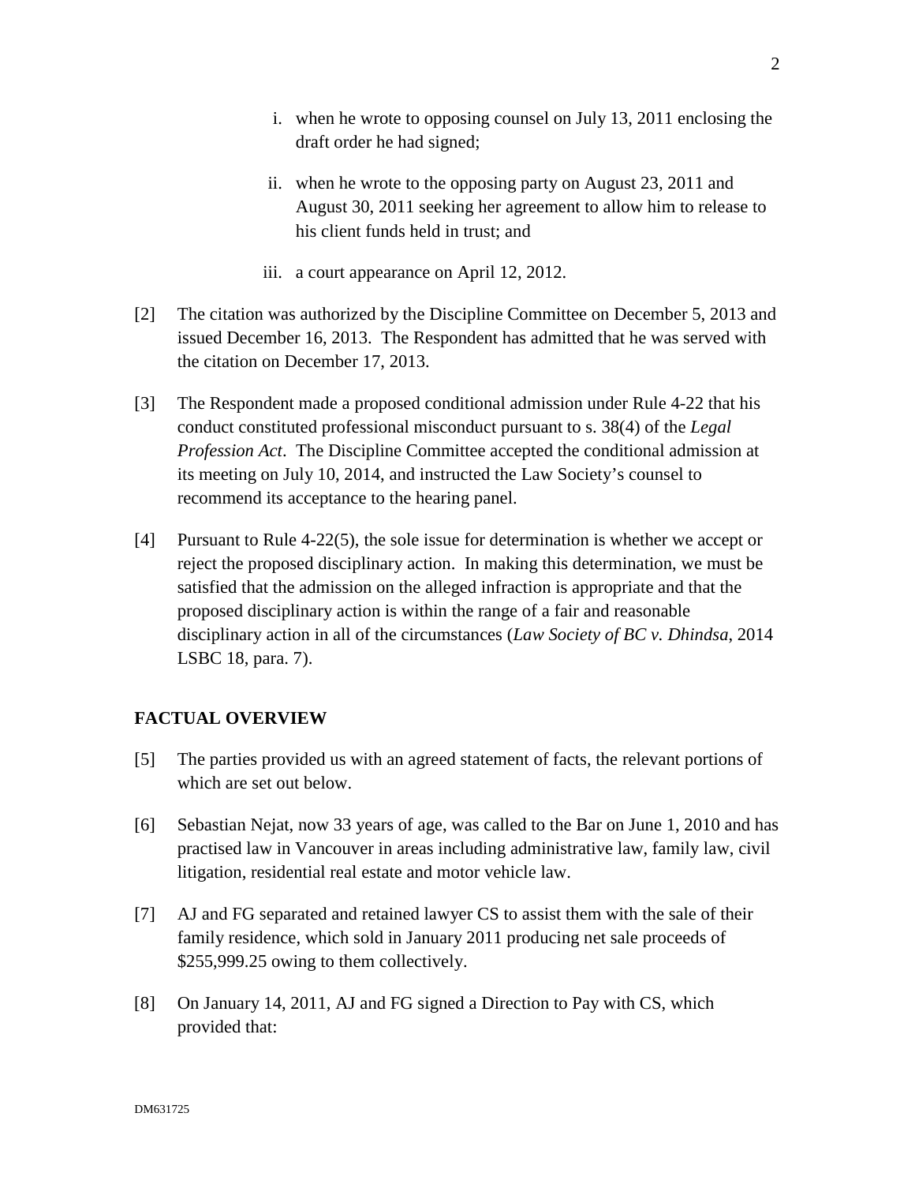i. when he wrote to opposing counsel on July 13, 2011 enclosing the draft order he had signed;

ii. when he wrote to the opposing party on August 23, 2011 and August 30, 2011 seeking her agreement to allow him to release to his client funds held in trust; and

iii. a court appearance on April 12, 2012.

[2] The citation was authorized by the Discipline Committee on December 5, 2013 and issued December 16, 2013. The Respondent has admitted that he was served with the citation on December 17, 2013.

[3] The Respondent made a proposed conditional admission under Rule 4-22 that his conduct constituted professional misconduct pursuant to s. 38(4) of the *Legal Profession Act*. The Discipline Committee accepted the conditional admission at its meeting on July 10, 2014, and instructed the Law Society's counsel to recommend its acceptance to the hearing panel.

[4] Pursuant to Rule 4-22(5), the sole issue for determination is whether we accept or reject the proposed disciplinary action. In making this determination, we must be satisfied that the admission on the alleged infraction is appropriate and that the proposed disciplinary action is within the range of a fair and reasonable disciplinary action in all of the circumstances (*Law Society of BC v. Dhindsa*, 2014 LSBC 18, para. 7).

## FACTUAL OVERVIEW

[5] The parties provided us with an agreed statement of facts, the relevant portions of which are set out below.

[6] Sebastian Nejat, now 33 years of age, was called to the Bar on June 1, 2010 and has practised law in Vancouver in areas including administrative law, family law, civil litigation, residential real estate and motor vehicle law.

[7] AJ and FG separated and retained lawyer CS to assist them with the sale of their family residence, which sold in January 2011 producing net sale proceeds of $255,999.25 owing to them collectively.

[8] On January 14, 2011, AJ and FG signed a Direction to Pay with CS, which provided that: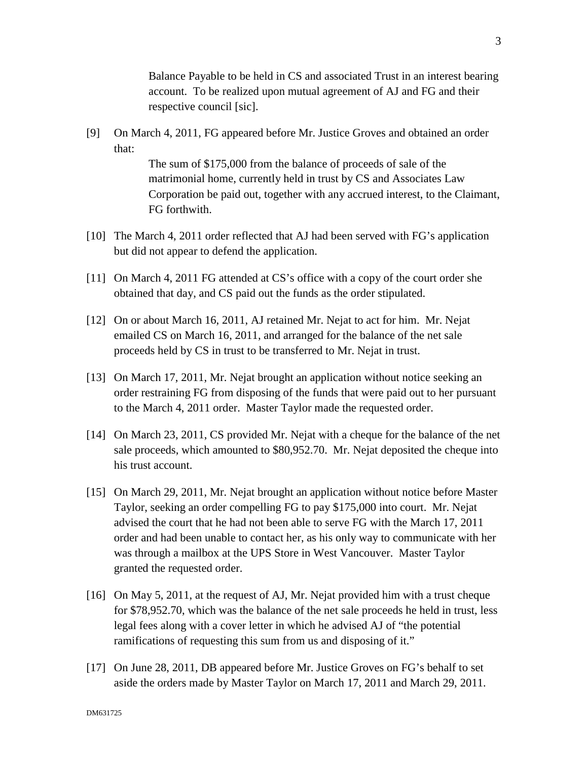> Balance Payable to be held in CS and associated Trust in an interest bearing account. To be realized upon mutual agreement of AJ and FG and their respective council [sic].

[9] On March 4, 2011, FG appeared before Mr. Justice Groves and obtained an order that:

> The sum of $175,000 from the balance of proceeds of sale of the matrimonial home, currently held in trust by CS and Associates Law Corporation be paid out, together with any accrued interest, to the Claimant, FG forthwith.

[10] The March 4, 2011 order reflected that AJ had been served with FG's application but did not appear to defend the application.

[11] On March 4, 2011 FG attended at CS's office with a copy of the court order she obtained that day, and CS paid out the funds as the order stipulated.

[12] On or about March 16, 2011, AJ retained Mr. Nejat to act for him. Mr. Nejat emailed CS on March 16, 2011, and arranged for the balance of the net sale proceeds held by CS in trust to be transferred to Mr. Nejat in trust.

[13] On March 17, 2011, Mr. Nejat brought an application without notice seeking an order restraining FG from disposing of the funds that were paid out to her pursuant to the March 4, 2011 order. Master Taylor made the requested order.

[14] On March 23, 2011, CS provided Mr. Nejat with a cheque for the balance of the net sale proceeds, which amounted to $80,952.70. Mr. Nejat deposited the cheque into his trust account.

[15] On March 29, 2011, Mr. Nejat brought an application without notice before Master Taylor, seeking an order compelling FG to pay $175,000 into court. Mr. Nejat advised the court that he had not been able to serve FG with the March 17, 2011 order and had been unable to contact her, as his only way to communicate with her was through a mailbox at the UPS Store in West Vancouver. Master Taylor granted the requested order.

[16] On May 5, 2011, at the request of AJ, Mr. Nejat provided him with a trust cheque for $78,952.70, which was the balance of the net sale proceeds he held in trust, less legal fees along with a cover letter in which he advised AJ of "the potential ramifications of requesting this sum from us and disposing of it."

[17] On June 28, 2011, DB appeared before Mr. Justice Groves on FG's behalf to set aside the orders made by Master Taylor on March 17, 2011 and March 29, 2011.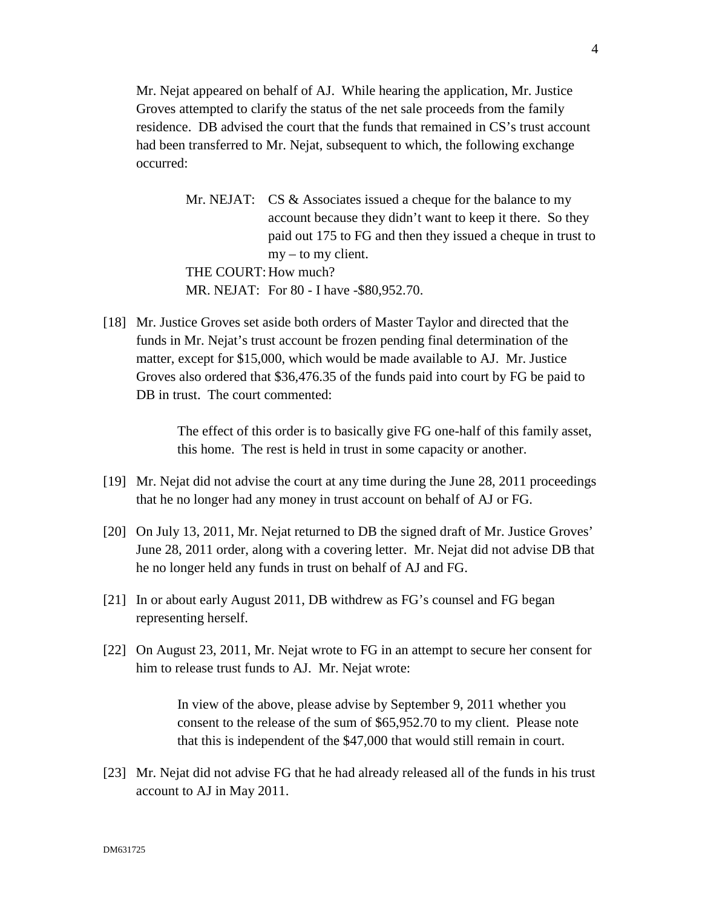Mr. Nejat appeared on behalf of AJ. While hearing the application, Mr. Justice Groves attempted to clarify the status of the net sale proceeds from the family residence. DB advised the court that the funds that remained in CS's trust account had been transferred to Mr. Nejat, subsequent to which, the following exchange occurred:

> Mr. NEJAT: CS & Associates issued a cheque for the balance to my account because they didn't want to keep it there. So they paid out 175 to FG and then they issued a cheque in trust to my – to my client.
>
> THE COURT: How much?
>
> MR. NEJAT: For 80 - I have -$80,952.70.

[18] Mr. Justice Groves set aside both orders of Master Taylor and directed that the funds in Mr. Nejat's trust account be frozen pending final determination of the matter, except for $15,000, which would be made available to AJ. Mr. Justice Groves also ordered that $36,476.35 of the funds paid into court by FG be paid to DB in trust. The court commented:

> The effect of this order is to basically give FG one-half of this family asset, this home. The rest is held in trust in some capacity or another.

[19] Mr. Nejat did not advise the court at any time during the June 28, 2011 proceedings that he no longer had any money in trust account on behalf of AJ or FG.

[20] On July 13, 2011, Mr. Nejat returned to DB the signed draft of Mr. Justice Groves' June 28, 2011 order, along with a covering letter. Mr. Nejat did not advise DB that he no longer held any funds in trust on behalf of AJ and FG.

[21] In or about early August 2011, DB withdrew as FG's counsel and FG began representing herself.

[22] On August 23, 2011, Mr. Nejat wrote to FG in an attempt to secure her consent for him to release trust funds to AJ. Mr. Nejat wrote:

> In view of the above, please advise by September 9, 2011 whether you consent to the release of the sum of $65,952.70 to my client. Please note that this is independent of the $47,000 that would still remain in court.

[23] Mr. Nejat did not advise FG that he had already released all of the funds in his trust account to AJ in May 2011.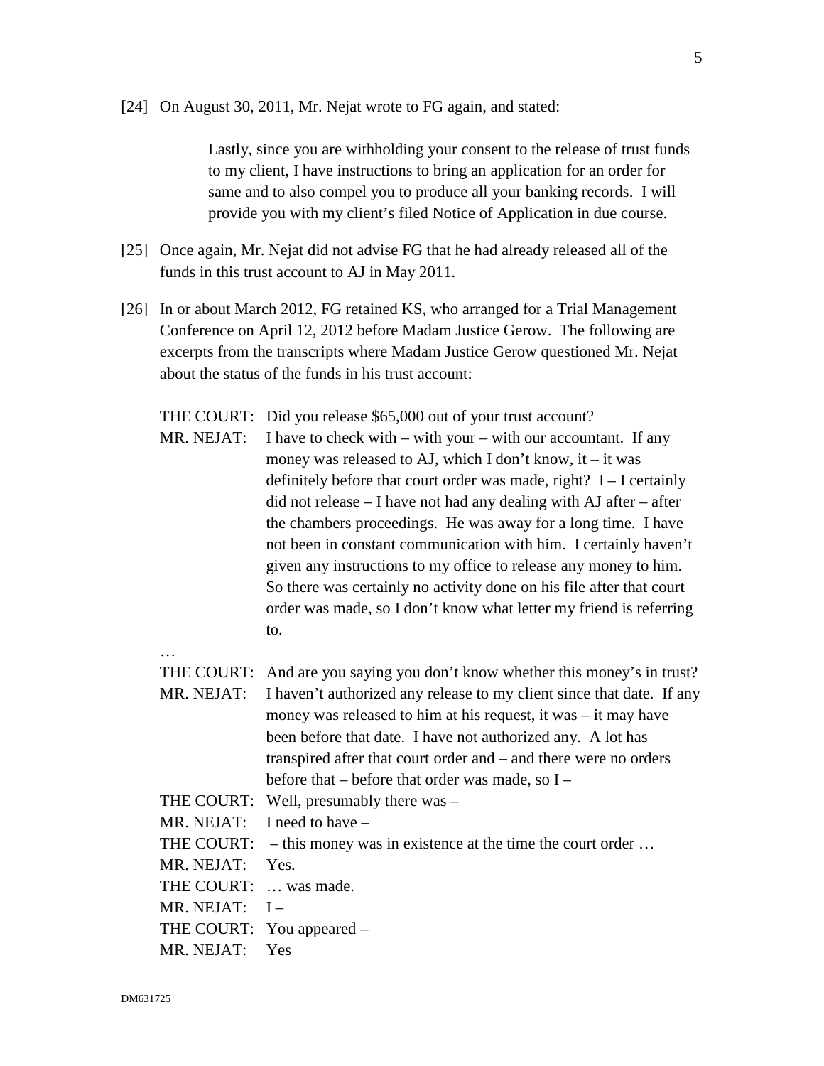[24] On August 30, 2011, Mr. Nejat wrote to FG again, and stated:

> Lastly, since you are withholding your consent to the release of trust funds to my client, I have instructions to bring an application for an order for same and to also compel you to produce all your banking records. I will provide you with my client's filed Notice of Application in due course.

[25] Once again, Mr. Nejat did not advise FG that he had already released all of the funds in this trust account to AJ in May 2011.

[26] In or about March 2012, FG retained KS, who arranged for a Trial Management Conference on April 12, 2012 before Madam Justice Gerow. The following are excerpts from the transcripts where Madam Justice Gerow questioned Mr. Nejat about the status of the funds in his trust account:

> THE COURT: Did you release $65,000 out of your trust account?
>
> MR. NEJAT: I have to check with – with your – with our accountant. If any money was released to AJ, which I don't know, it – it was definitely before that court order was made, right? I – I certainly did not release – I have not had any dealing with AJ after – after the chambers proceedings. He was away for a long time. I have not been in constant communication with him. I certainly haven't given any instructions to my office to release any money to him. So there was certainly no activity done on his file after that court order was made, so I don't know what letter my friend is referring to.
>
> …
>
> THE COURT: And are you saying you don't know whether this money's in trust?
>
> MR. NEJAT: I haven't authorized any release to my client since that date. If any money was released to him at his request, it was – it may have been before that date. I have not authorized any. A lot has transpired after that court order and – and there were no orders before that – before that order was made, so I –
>
> THE COURT: Well, presumably there was –
>
> MR. NEJAT: I need to have –
>
> THE COURT: – this money was in existence at the time the court order …
>
> MR. NEJAT: Yes.
>
> THE COURT: … was made.
>
> MR. NEJAT: I –
>
> THE COURT: You appeared –
>
> MR. NEJAT: Yes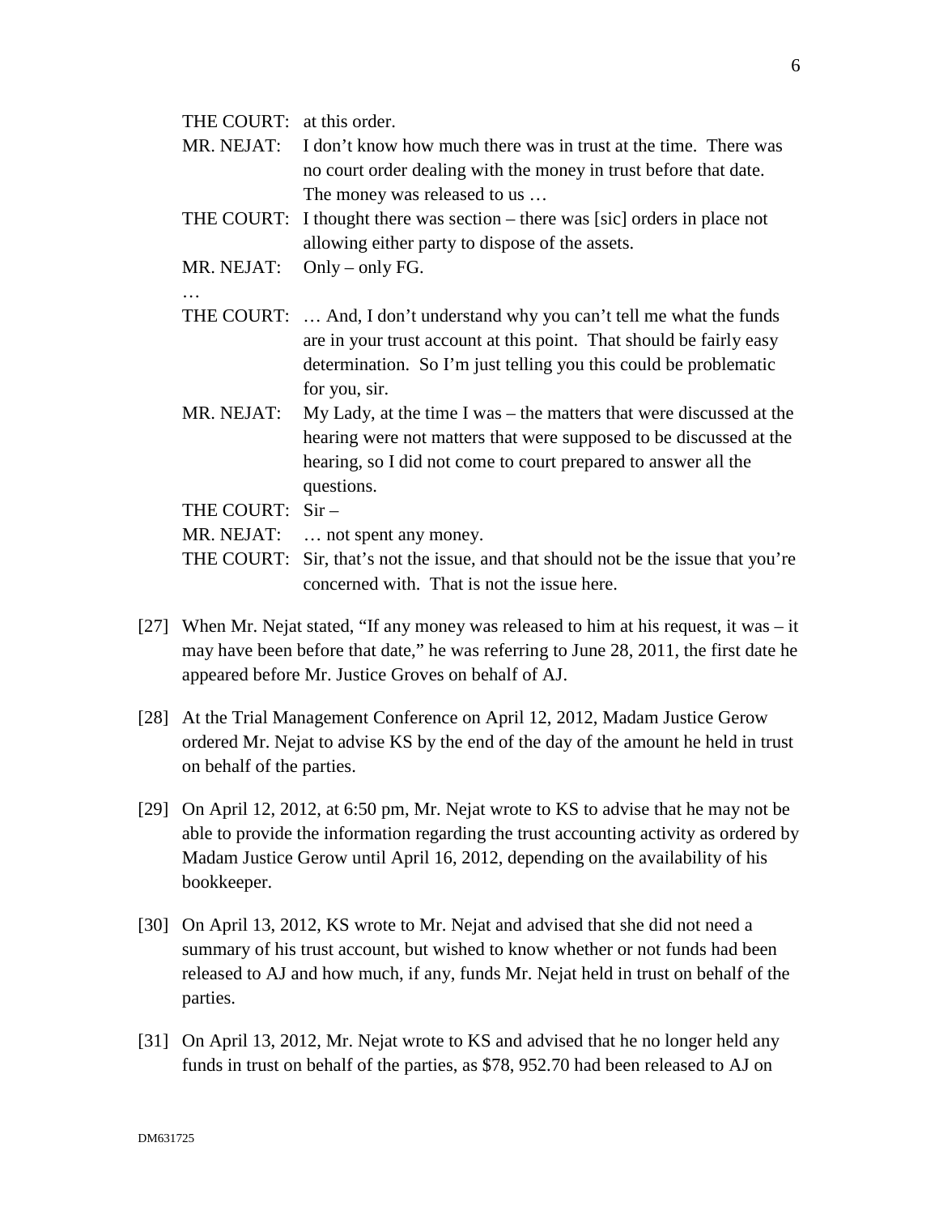THE COURT: at this order.

MR. NEJAT: I don't know how much there was in trust at the time. There was no court order dealing with the money in trust before that date. The money was released to us …

THE COURT: I thought there was section – there was [sic] orders in place not allowing either party to dispose of the assets.

MR. NEJAT: Only – only FG.

…

THE COURT: … And, I don't understand why you can't tell me what the funds are in your trust account at this point. That should be fairly easy determination. So I'm just telling you this could be problematic for you, sir.

MR. NEJAT: My Lady, at the time I was – the matters that were discussed at the hearing were not matters that were supposed to be discussed at the hearing, so I did not come to court prepared to answer all the questions.

THE COURT: Sir –

MR. NEJAT: … not spent any money.

THE COURT: Sir, that's not the issue, and that should not be the issue that you're concerned with. That is not the issue here.

[27] When Mr. Nejat stated, "If any money was released to him at his request, it was – it may have been before that date," he was referring to June 28, 2011, the first date he appeared before Mr. Justice Groves on behalf of AJ.

[28] At the Trial Management Conference on April 12, 2012, Madam Justice Gerow ordered Mr. Nejat to advise KS by the end of the day of the amount he held in trust on behalf of the parties.

[29] On April 12, 2012, at 6:50 pm, Mr. Nejat wrote to KS to advise that he may not be able to provide the information regarding the trust accounting activity as ordered by Madam Justice Gerow until April 16, 2012, depending on the availability of his bookkeeper.

[30] On April 13, 2012, KS wrote to Mr. Nejat and advised that she did not need a summary of his trust account, but wished to know whether or not funds had been released to AJ and how much, if any, funds Mr. Nejat held in trust on behalf of the parties.

[31] On April 13, 2012, Mr. Nejat wrote to KS and advised that he no longer held any funds in trust on behalf of the parties, as $78, 952.70 had been released to AJ on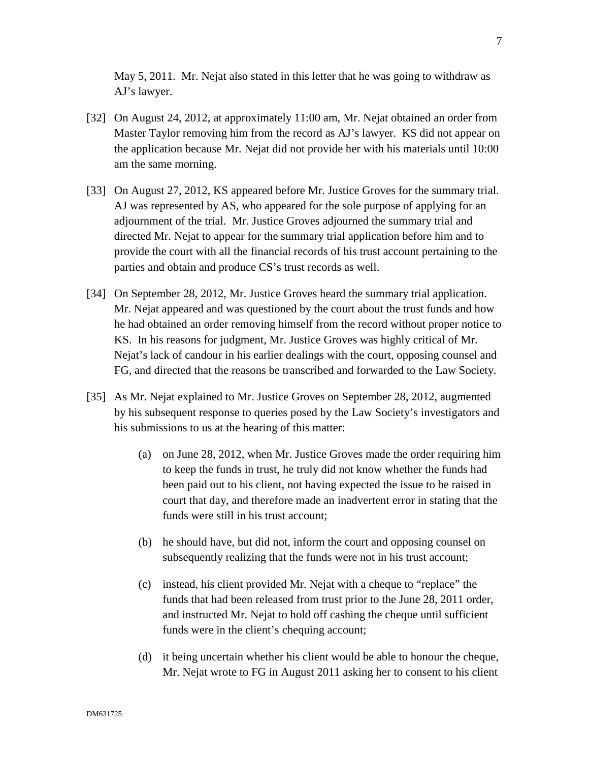May 5, 2011. Mr. Nejat also stated in this letter that he was going to withdraw as AJ's lawyer.

[32] On August 24, 2012, at approximately 11:00 am, Mr. Nejat obtained an order from Master Taylor removing him from the record as AJ's lawyer. KS did not appear on the application because Mr. Nejat did not provide her with his materials until 10:00 am the same morning.

[33] On August 27, 2012, KS appeared before Mr. Justice Groves for the summary trial. AJ was represented by AS, who appeared for the sole purpose of applying for an adjournment of the trial. Mr. Justice Groves adjourned the summary trial and directed Mr. Nejat to appear for the summary trial application before him and to provide the court with all the financial records of his trust account pertaining to the parties and obtain and produce CS's trust records as well.

[34] On September 28, 2012, Mr. Justice Groves heard the summary trial application. Mr. Nejat appeared and was questioned by the court about the trust funds and how he had obtained an order removing himself from the record without proper notice to KS. In his reasons for judgment, Mr. Justice Groves was highly critical of Mr. Nejat's lack of candour in his earlier dealings with the court, opposing counsel and FG, and directed that the reasons be transcribed and forwarded to the Law Society.

[35] As Mr. Nejat explained to Mr. Justice Groves on September 28, 2012, augmented by his subsequent response to queries posed by the Law Society's investigators and his submissions to us at the hearing of this matter:

(a) on June 28, 2012, when Mr. Justice Groves made the order requiring him to keep the funds in trust, he truly did not know whether the funds had been paid out to his client, not having expected the issue to be raised in court that day, and therefore made an inadvertent error in stating that the funds were still in his trust account;

(b) he should have, but did not, inform the court and opposing counsel on subsequently realizing that the funds were not in his trust account;

(c) instead, his client provided Mr. Nejat with a cheque to "replace" the funds that had been released from trust prior to the June 28, 2011 order, and instructed Mr. Nejat to hold off cashing the cheque until sufficient funds were in the client's chequing account;

(d) it being uncertain whether his client would be able to honour the cheque, Mr. Nejat wrote to FG in August 2011 asking her to consent to his client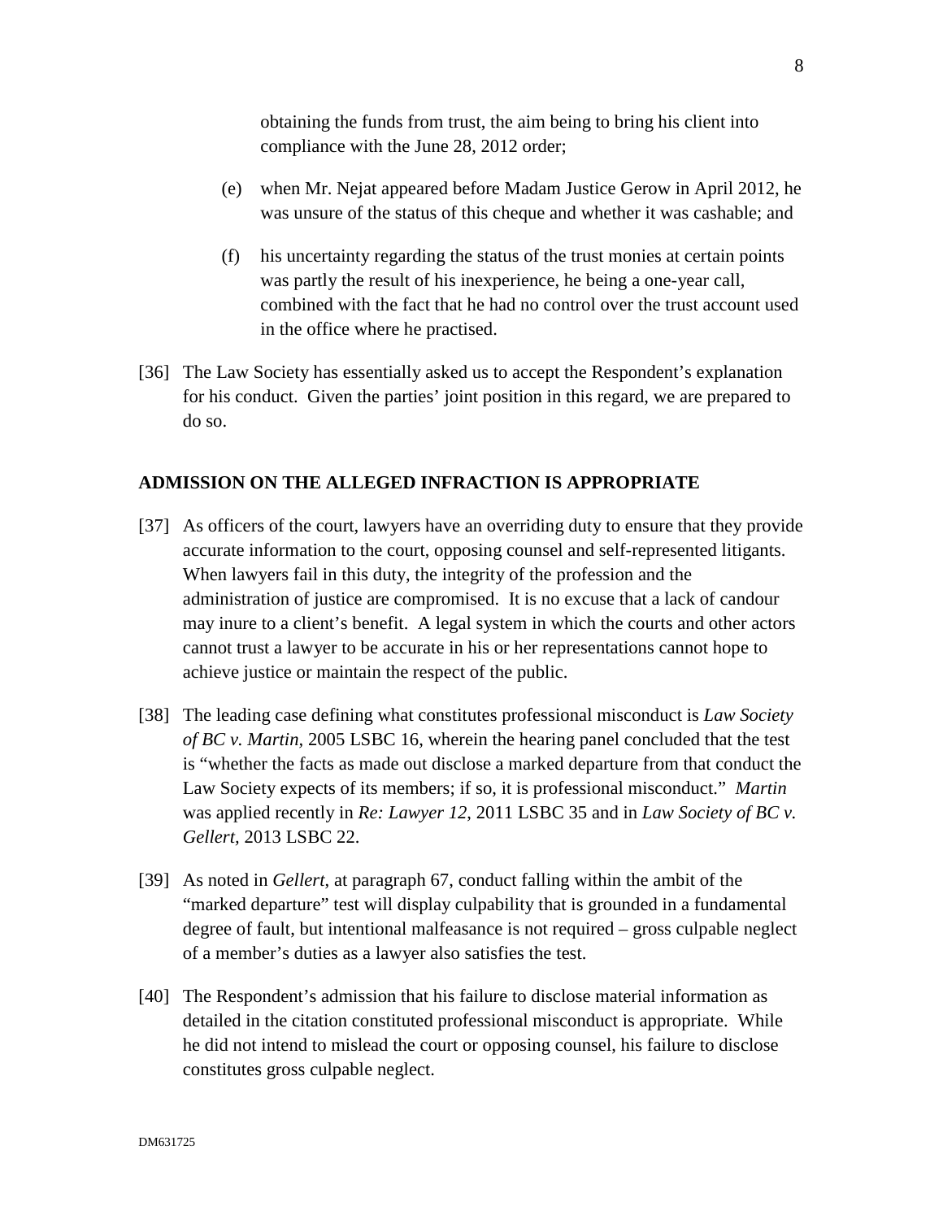obtaining the funds from trust, the aim being to bring his client into compliance with the June 28, 2012 order;

(e) when Mr. Nejat appeared before Madam Justice Gerow in April 2012, he was unsure of the status of this cheque and whether it was cashable; and

(f) his uncertainty regarding the status of the trust monies at certain points was partly the result of his inexperience, he being a one-year call, combined with the fact that he had no control over the trust account used in the office where he practised.

[36] The Law Society has essentially asked us to accept the Respondent's explanation for his conduct. Given the parties' joint position in this regard, we are prepared to do so.

## ADMISSION ON THE ALLEGED INFRACTION IS APPROPRIATE

[37] As officers of the court, lawyers have an overriding duty to ensure that they provide accurate information to the court, opposing counsel and self-represented litigants. When lawyers fail in this duty, the integrity of the profession and the administration of justice are compromised. It is no excuse that a lack of candour may inure to a client's benefit. A legal system in which the courts and other actors cannot trust a lawyer to be accurate in his or her representations cannot hope to achieve justice or maintain the respect of the public.

[38] The leading case defining what constitutes professional misconduct is *Law Society of BC v. Martin*, 2005 LSBC 16, wherein the hearing panel concluded that the test is "whether the facts as made out disclose a marked departure from that conduct the Law Society expects of its members; if so, it is professional misconduct." *Martin* was applied recently in *Re: Lawyer 12*, 2011 LSBC 35 and in *Law Society of BC v. Gellert*, 2013 LSBC 22.

[39] As noted in *Gellert*, at paragraph 67, conduct falling within the ambit of the "marked departure" test will display culpability that is grounded in a fundamental degree of fault, but intentional malfeasance is not required – gross culpable neglect of a member's duties as a lawyer also satisfies the test.

[40] The Respondent's admission that his failure to disclose material information as detailed in the citation constituted professional misconduct is appropriate. While he did not intend to mislead the court or opposing counsel, his failure to disclose constitutes gross culpable neglect.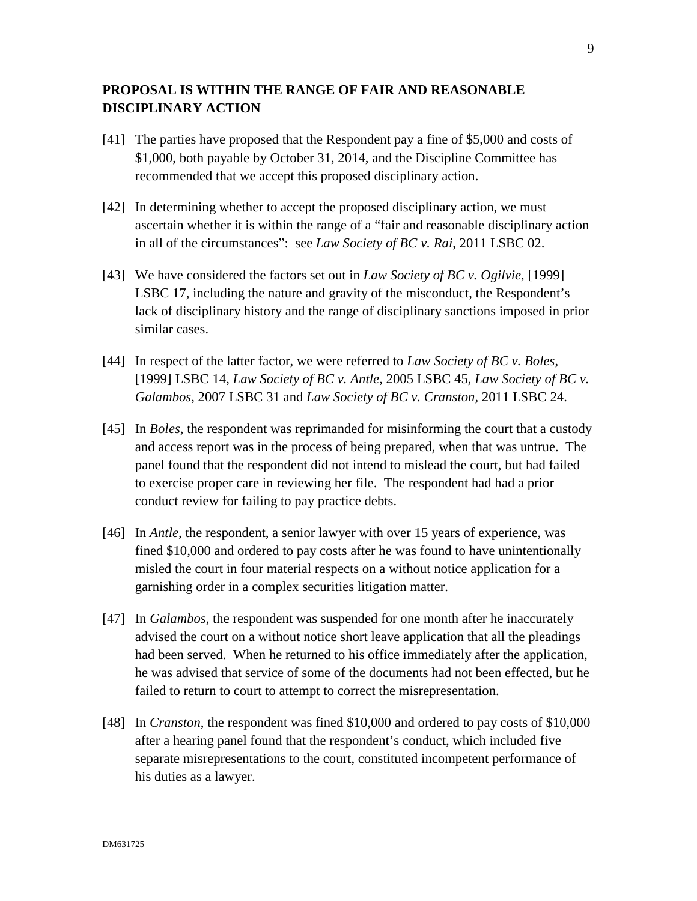## PROPOSAL IS WITHIN THE RANGE OF FAIR AND REASONABLE DISCIPLINARY ACTION

[41] The parties have proposed that the Respondent pay a fine of $5,000 and costs of $1,000, both payable by October 31, 2014, and the Discipline Committee has recommended that we accept this proposed disciplinary action.

[42] In determining whether to accept the proposed disciplinary action, we must ascertain whether it is within the range of a "fair and reasonable disciplinary action in all of the circumstances": see *Law Society of BC v. Rai*, 2011 LSBC 02.

[43] We have considered the factors set out in *Law Society of BC v. Ogilvie*, [1999] LSBC 17, including the nature and gravity of the misconduct, the Respondent's lack of disciplinary history and the range of disciplinary sanctions imposed in prior similar cases.

[44] In respect of the latter factor, we were referred to *Law Society of BC v. Boles*, [1999] LSBC 14, *Law Society of BC v. Antle*, 2005 LSBC 45, *Law Society of BC v. Galambos*, 2007 LSBC 31 and *Law Society of BC v. Cranston*, 2011 LSBC 24.

[45] In *Boles*, the respondent was reprimanded for misinforming the court that a custody and access report was in the process of being prepared, when that was untrue. The panel found that the respondent did not intend to mislead the court, but had failed to exercise proper care in reviewing her file. The respondent had had a prior conduct review for failing to pay practice debts.

[46] In *Antle*, the respondent, a senior lawyer with over 15 years of experience, was fined $10,000 and ordered to pay costs after he was found to have unintentionally misled the court in four material respects on a without notice application for a garnishing order in a complex securities litigation matter.

[47] In *Galambos*, the respondent was suspended for one month after he inaccurately advised the court on a without notice short leave application that all the pleadings had been served. When he returned to his office immediately after the application, he was advised that service of some of the documents had not been effected, but he failed to return to court to attempt to correct the misrepresentation.

[48] In *Cranston*, the respondent was fined $10,000 and ordered to pay costs of $10,000 after a hearing panel found that the respondent's conduct, which included five separate misrepresentations to the court, constituted incompetent performance of his duties as a lawyer.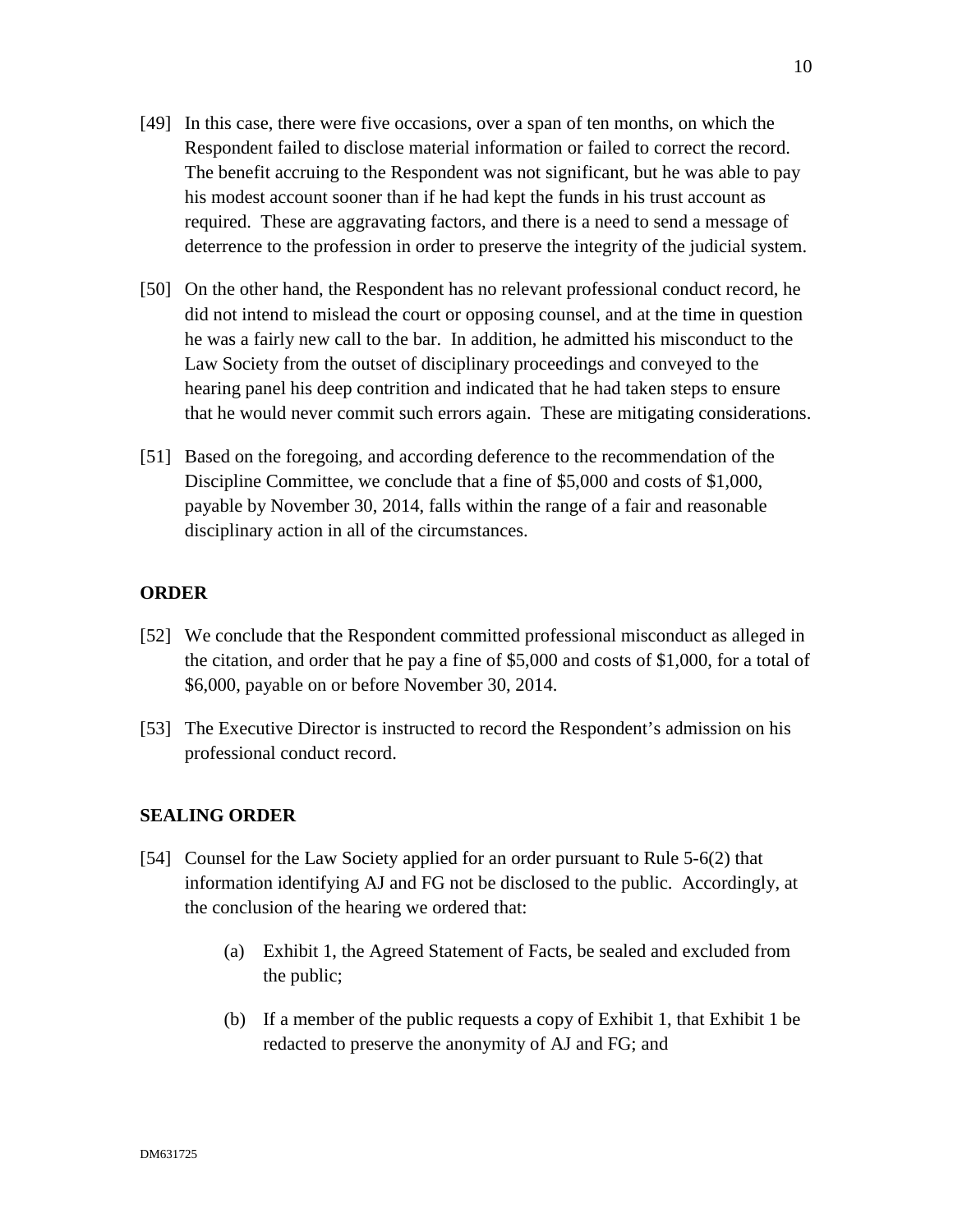[49] In this case, there were five occasions, over a span of ten months, on which the Respondent failed to disclose material information or failed to correct the record. The benefit accruing to the Respondent was not significant, but he was able to pay his modest account sooner than if he had kept the funds in his trust account as required. These are aggravating factors, and there is a need to send a message of deterrence to the profession in order to preserve the integrity of the judicial system.

[50] On the other hand, the Respondent has no relevant professional conduct record, he did not intend to mislead the court or opposing counsel, and at the time in question he was a fairly new call to the bar. In addition, he admitted his misconduct to the Law Society from the outset of disciplinary proceedings and conveyed to the hearing panel his deep contrition and indicated that he had taken steps to ensure that he would never commit such errors again. These are mitigating considerations.

[51] Based on the foregoing, and according deference to the recommendation of the Discipline Committee, we conclude that a fine of $5,000 and costs of $1,000, payable by November 30, 2014, falls within the range of a fair and reasonable disciplinary action in all of the circumstances.

## ORDER

[52] We conclude that the Respondent committed professional misconduct as alleged in the citation, and order that he pay a fine of $5,000 and costs of $1,000, for a total of $6,000, payable on or before November 30, 2014.

[53] The Executive Director is instructed to record the Respondent's admission on his professional conduct record.

## SEALING ORDER

[54] Counsel for the Law Society applied for an order pursuant to Rule 5-6(2) that information identifying AJ and FG not be disclosed to the public. Accordingly, at the conclusion of the hearing we ordered that:

(a) Exhibit 1, the Agreed Statement of Facts, be sealed and excluded from the public;

(b) If a member of the public requests a copy of Exhibit 1, that Exhibit 1 be redacted to preserve the anonymity of AJ and FG; and

DM631725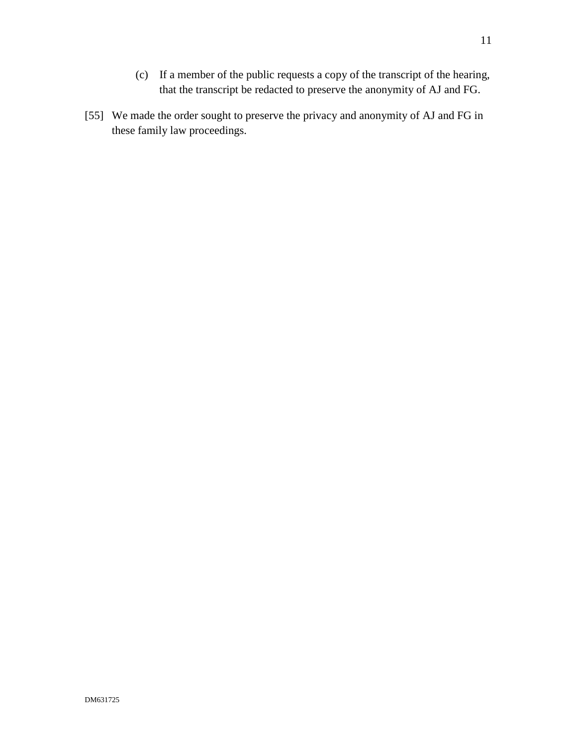(c) If a member of the public requests a copy of the transcript of the hearing, that the transcript be redacted to preserve the anonymity of AJ and FG.

[55] We made the order sought to preserve the privacy and anonymity of AJ and FG in these family law proceedings.

DM631725